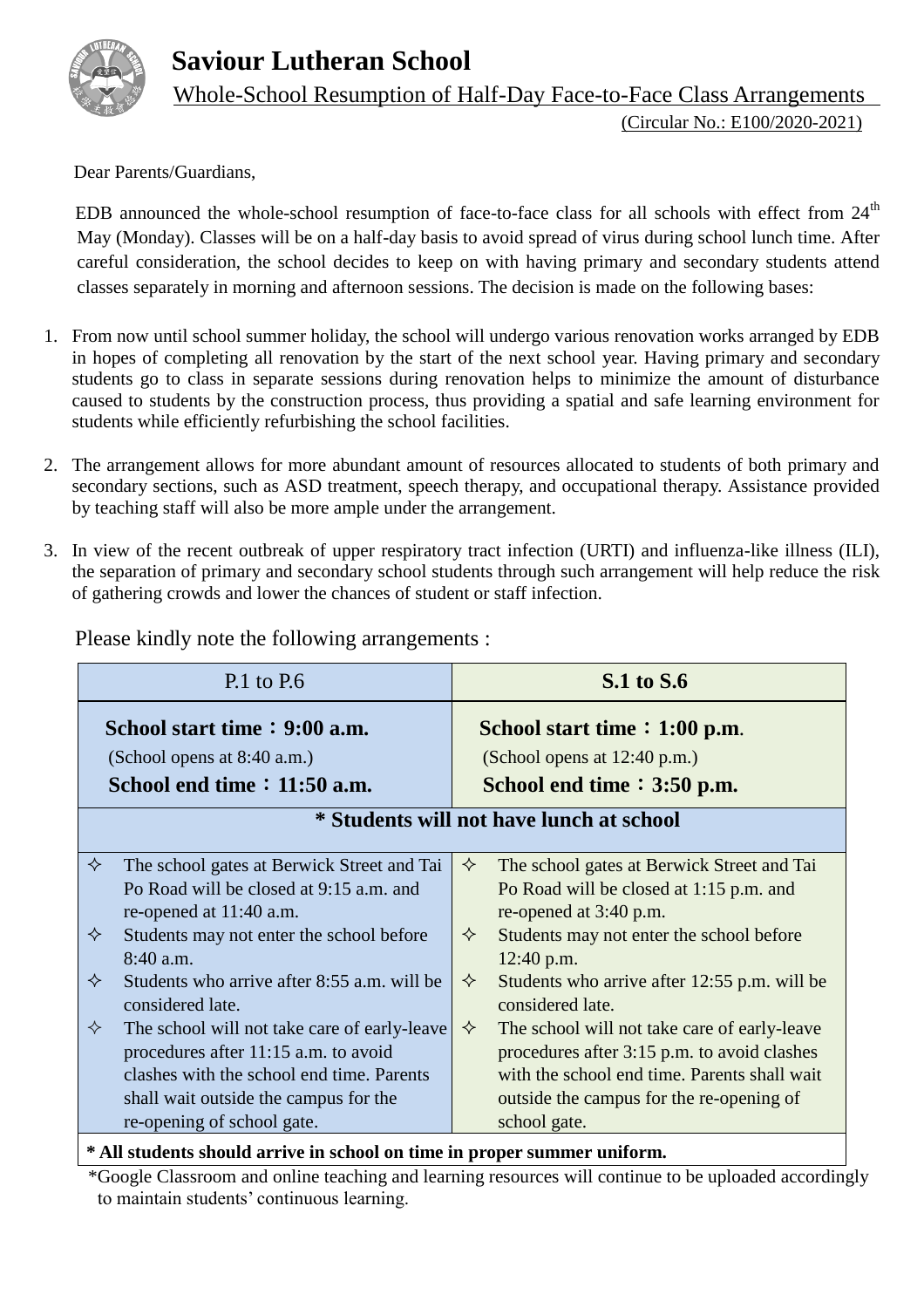# Saviour Lutheran School

## Whole-School Resumption of Half-Day Face-to-Face Class Arrangements

(Circular No.: E100/2020-2021)

Dear Parents/Guardians,

EDB announced the whole-school resumption of face-to-face class for all schools with effect from 24th May (Monday). Classes will be on a half-day basis to avoid spread of virus during school lunch time. After careful consideration, the school decides to keep on with having primary and secondary students attend classes separately in morning and afternoon sessions. The decision is made on the following bases:

1. From now until school summer holiday, the school will undergo various renovation works arranged by EDB in hopes of completing all renovation by the start of the next school year. Having primary and secondary students go to class in separate sessions during renovation helps to minimize the amount of disturbance caused to students by the construction process, thus providing a spatial and safe learning environment for students while efficiently refurbishing the school facilities.
2. The arrangement allows for more abundant amount of resources allocated to students of both primary and secondary sections, such as ASD treatment, speech therapy, and occupational therapy. Assistance provided by teaching staff will also be more ample under the arrangement.
3. In view of the recent outbreak of upper respiratory tract infection (URTI) and influenza-like illness (ILI), the separation of primary and secondary school students through such arrangement will help reduce the risk of gathering crowds and lower the chances of student or staff infection.

Please kindly note the following arrangements :

| P.1 to P.6 | **S.1 to S.6** |
|---|---|
| **School start time：9:00 a.m.**<br>(School opens at 8:40 a.m.)<br>**School end time：11:50 a.m.** | **School start time：1:00 p.m.**<br>(School opens at 12:40 p.m.)<br>**School end time：3:50 p.m.** |
| **\* Students will not have lunch at school** | |
| ✧ The school gates at Berwick Street and Tai Po Road will be closed at 9:15 a.m. and re-opened at 11:40 a.m.<br>✧ Students may not enter the school before 8:40 a.m.<br>✧ Students who arrive after 8:55 a.m. will be considered late.<br>✧ The school will not take care of early-leave procedures after 11:15 a.m. to avoid clashes with the school end time. Parents shall wait outside the campus for the re-opening of school gate. | ✧ The school gates at Berwick Street and Tai Po Road will be closed at 1:15 p.m. and re-opened at 3:40 p.m.<br>✧ Students may not enter the school before 12:40 p.m.<br>✧ Students who arrive after 12:55 p.m. will be considered late.<br>✧ The school will not take care of early-leave procedures after 3:15 p.m. to avoid clashes with the school end time. Parents shall wait outside the campus for the re-opening of school gate. |
| **\* All students should arrive in school on time in proper summer uniform.** | |

*Google Classroom and online teaching and learning resources will continue to be uploaded accordingly to maintain students' continuous learning.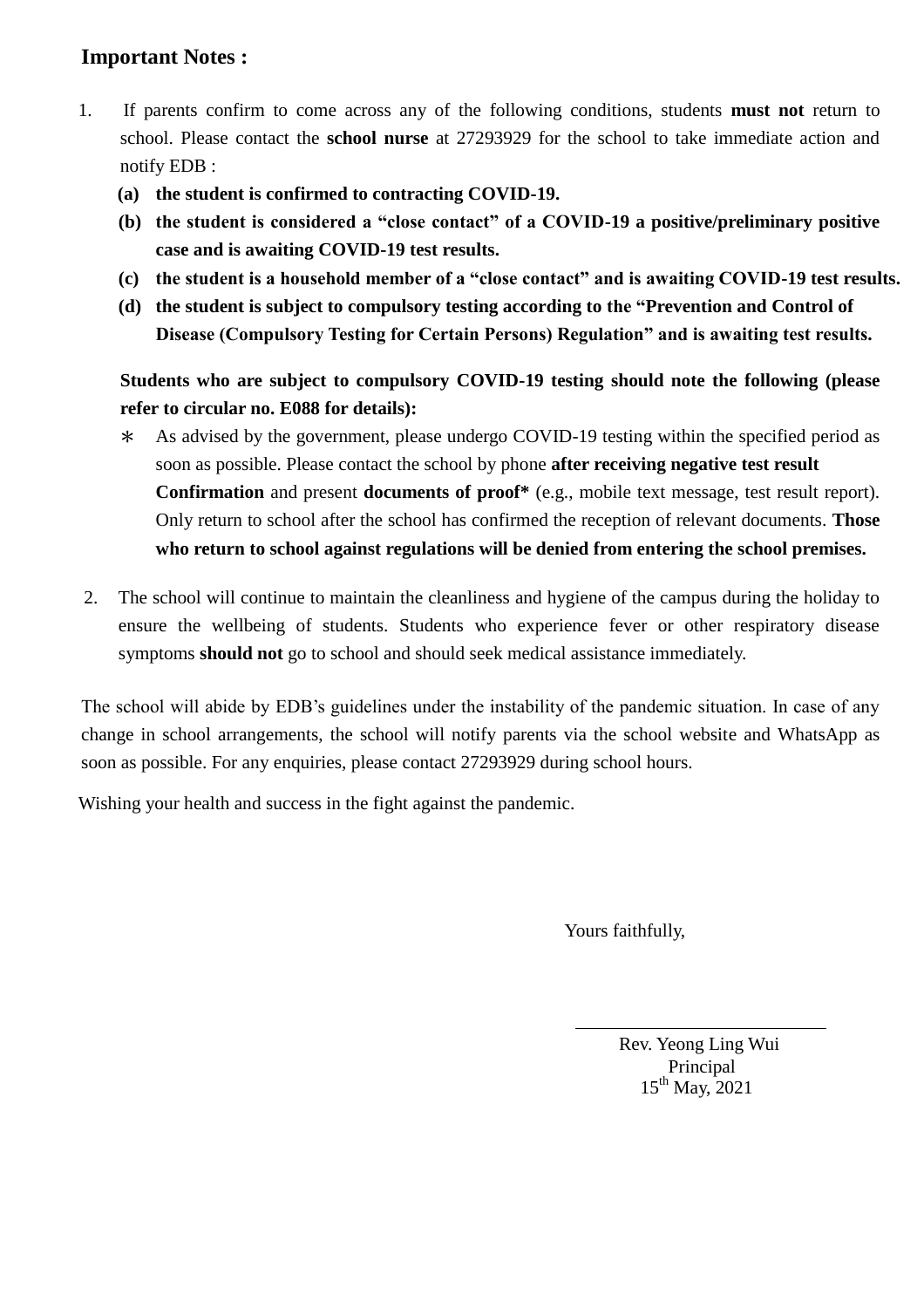**Important Notes :**

1. If parents confirm to come across any of the following conditions, students **must not** return to school. Please contact the **school nurse** at 27293929 for the school to take immediate action and notify EDB :
   **(a) the student is confirmed to contracting COVID-19.**
   **(b) the student is considered a "close contact" of a COVID-19 a positive/preliminary positive case and is awaiting COVID-19 test results.**
   **(c) the student is a household member of a "close contact" and is awaiting COVID-19 test results.**
   **(d) the student is subject to compulsory testing according to the "Prevention and Control of Disease (Compulsory Testing for Certain Persons) Regulation" and is awaiting test results.**

   **Students who are subject to compulsory COVID-19 testing should note the following (please refer to circular no. E088 for details):**

   * As advised by the government, please undergo COVID-19 testing within the specified period as soon as possible. Please contact the school by phone **after receiving negative test result Confirmation** and present **documents of proof*** (e.g., mobile text message, test result report). Only return to school after the school has confirmed the reception of relevant documents. **Those who return to school against regulations will be denied from entering the school premises.**

2. The school will continue to maintain the cleanliness and hygiene of the campus during the holiday to ensure the wellbeing of students. Students who experience fever or other respiratory disease symptoms **should not** go to school and should seek medical assistance immediately.

The school will abide by EDB's guidelines under the instability of the pandemic situation. In case of any change in school arrangements, the school will notify parents via the school website and WhatsApp as soon as possible. For any enquiries, please contact 27293929 during school hours.

Wishing your health and success in the fight against the pandemic.

Yours faithfully,

Rev. Yeong Ling Wui
Principal
15th May, 2021